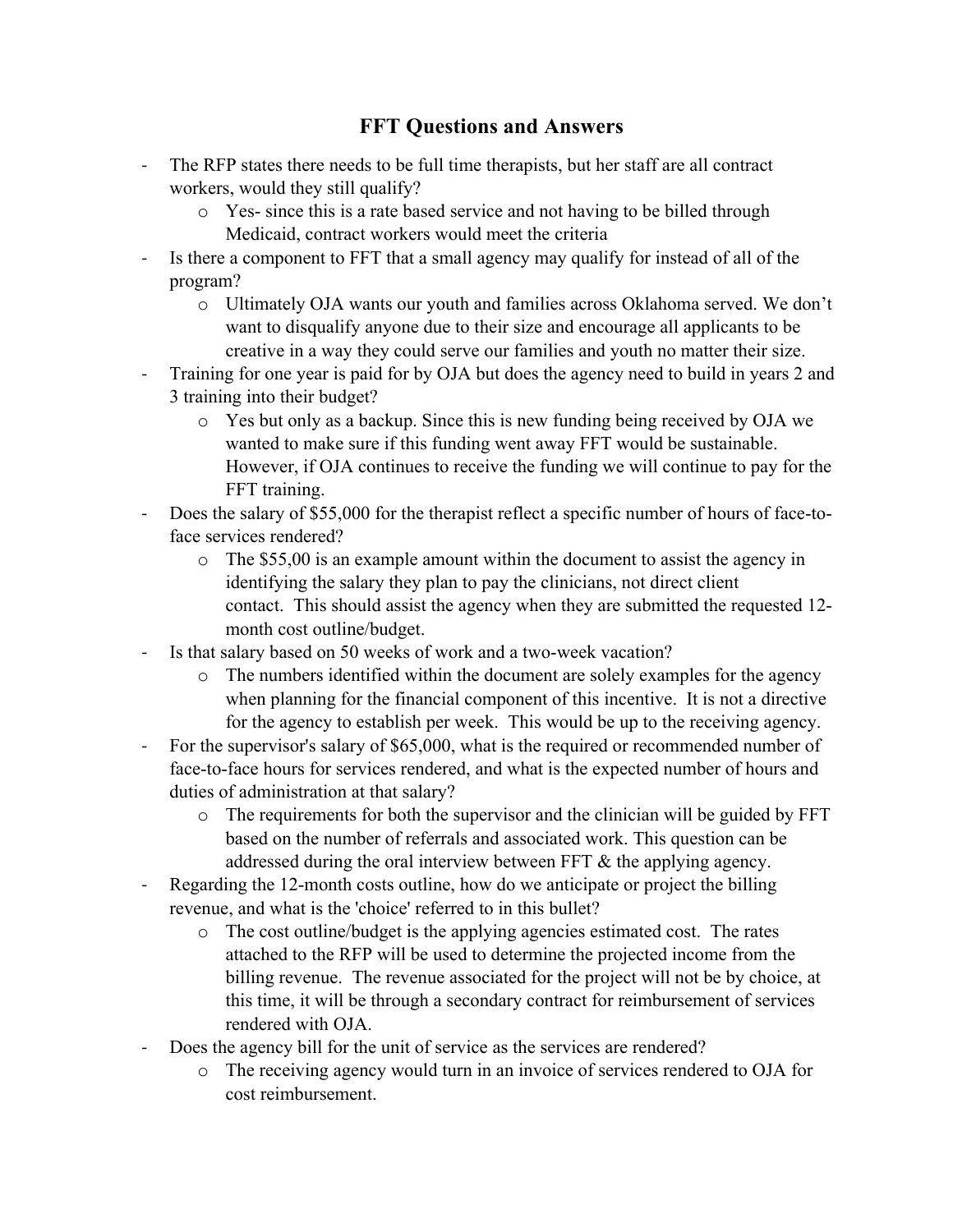# FFT Questions and Answers

- The RFP states there needs to be full time therapists, but her staff are all contract workers, would they still qualify?
  - Yes- since this is a rate based service and not having to be billed through Medicaid, contract workers would meet the criteria
- Is there a component to FFT that a small agency may qualify for instead of all of the program?
  - Ultimately OJA wants our youth and families across Oklahoma served. We don't want to disqualify anyone due to their size and encourage all applicants to be creative in a way they could serve our families and youth no matter their size.
- Training for one year is paid for by OJA but does the agency need to build in years 2 and 3 training into their budget?
  - Yes but only as a backup. Since this is new funding being received by OJA we wanted to make sure if this funding went away FFT would be sustainable. However, if OJA continues to receive the funding we will continue to pay for the FFT training.
- Does the salary of $55,000 for the therapist reflect a specific number of hours of face-to-face services rendered?
  - The $55,00 is an example amount within the document to assist the agency in identifying the salary they plan to pay the clinicians, not direct client contact. This should assist the agency when they are submitted the requested 12-month cost outline/budget.
- Is that salary based on 50 weeks of work and a two-week vacation?
  - The numbers identified within the document are solely examples for the agency when planning for the financial component of this incentive. It is not a directive for the agency to establish per week. This would be up to the receiving agency.
- For the supervisor's salary of $65,000, what is the required or recommended number of face-to-face hours for services rendered, and what is the expected number of hours and duties of administration at that salary?
  - The requirements for both the supervisor and the clinician will be guided by FFT based on the number of referrals and associated work. This question can be addressed during the oral interview between FFT & the applying agency.
- Regarding the 12-month costs outline, how do we anticipate or project the billing revenue, and what is the 'choice' referred to in this bullet?
  - The cost outline/budget is the applying agencies estimated cost. The rates attached to the RFP will be used to determine the projected income from the billing revenue. The revenue associated for the project will not be by choice, at this time, it will be through a secondary contract for reimbursement of services rendered with OJA.
- Does the agency bill for the unit of service as the services are rendered?
  - The receiving agency would turn in an invoice of services rendered to OJA for cost reimbursement.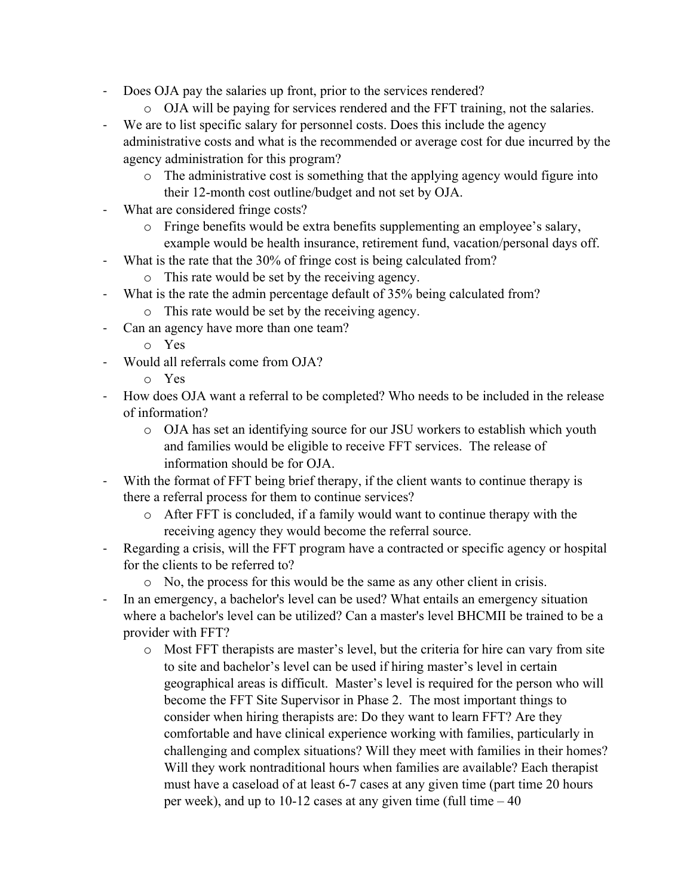- Does OJA pay the salaries up front, prior to the services rendered?
  - OJA will be paying for services rendered and the FFT training, not the salaries.
- We are to list specific salary for personnel costs. Does this include the agency administrative costs and what is the recommended or average cost for due incurred by the agency administration for this program?
  - The administrative cost is something that the applying agency would figure into their 12-month cost outline/budget and not set by OJA.
- What are considered fringe costs?
  - Fringe benefits would be extra benefits supplementing an employee's salary, example would be health insurance, retirement fund, vacation/personal days off.
- What is the rate that the 30% of fringe cost is being calculated from?
  - This rate would be set by the receiving agency.
- What is the rate the admin percentage default of 35% being calculated from?
  - This rate would be set by the receiving agency.
- Can an agency have more than one team?
  - Yes
- Would all referrals come from OJA?
  - Yes
- How does OJA want a referral to be completed? Who needs to be included in the release of information?
  - OJA has set an identifying source for our JSU workers to establish which youth and families would be eligible to receive FFT services. The release of information should be for OJA.
- With the format of FFT being brief therapy, if the client wants to continue therapy is there a referral process for them to continue services?
  - After FFT is concluded, if a family would want to continue therapy with the receiving agency they would become the referral source.
- Regarding a crisis, will the FFT program have a contracted or specific agency or hospital for the clients to be referred to?
  - No, the process for this would be the same as any other client in crisis.
- In an emergency, a bachelor's level can be used? What entails an emergency situation where a bachelor's level can be utilized? Can a master's level BHCMII be trained to be a provider with FFT?
  - Most FFT therapists are master's level, but the criteria for hire can vary from site to site and bachelor's level can be used if hiring master's level in certain geographical areas is difficult. Master's level is required for the person who will become the FFT Site Supervisor in Phase 2. The most important things to consider when hiring therapists are: Do they want to learn FFT? Are they comfortable and have clinical experience working with families, particularly in challenging and complex situations? Will they meet with families in their homes? Will they work nontraditional hours when families are available? Each therapist must have a caseload of at least 6-7 cases at any given time (part time 20 hours per week), and up to 10-12 cases at any given time (full time – 40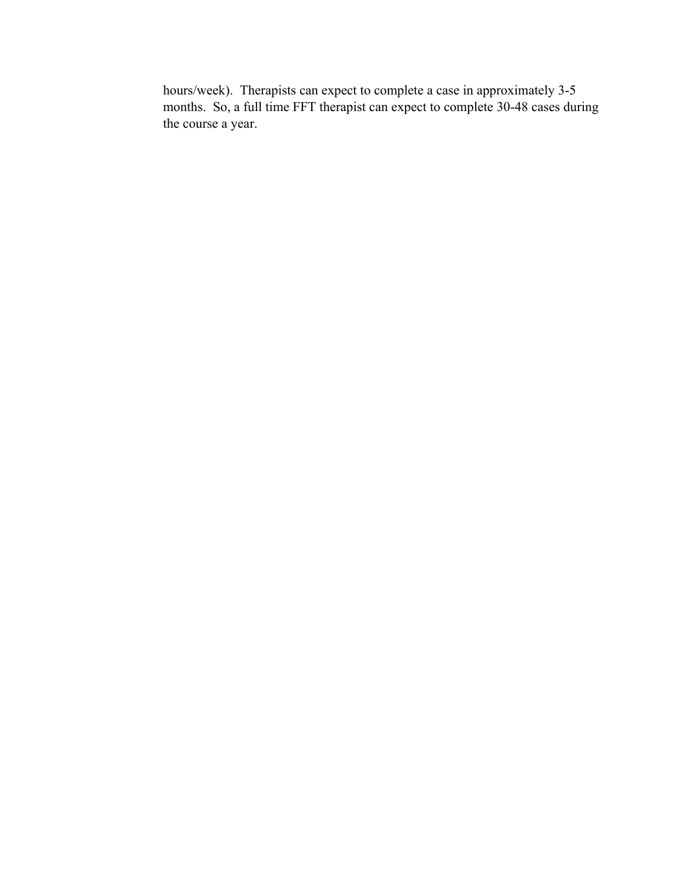hours/week). Therapists can expect to complete a case in approximately 3-5 months. So, a full time FFT therapist can expect to complete 30-48 cases during the course a year.